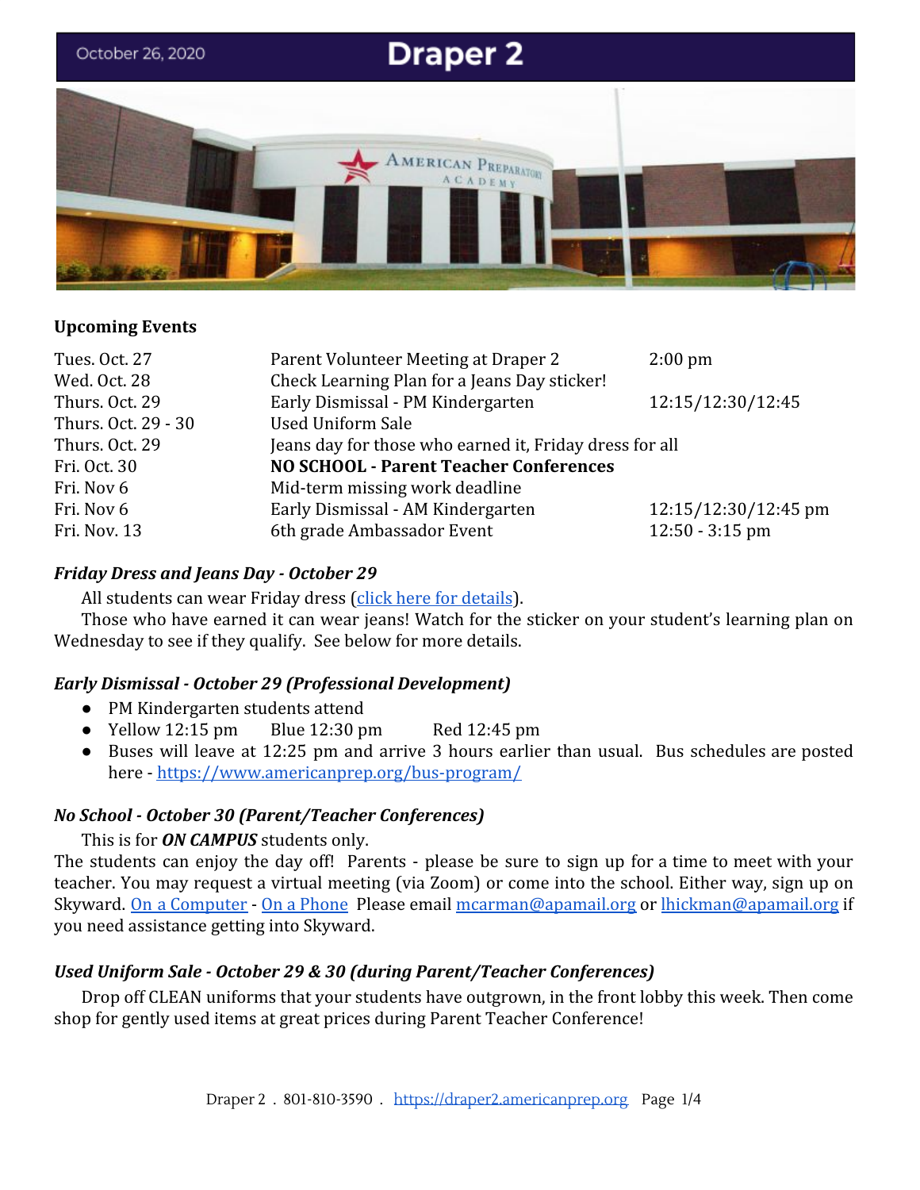October 26, 2020

# Draper 2

**Upcoming Events**

| | | |
|---|---|---|
| Tues. Oct. 27 | Parent Volunteer Meeting at Draper 2 | 2:00 pm |
| Wed. Oct. 28 | Check Learning Plan for a Jeans Day sticker! | |
| Thurs. Oct. 29 | Early Dismissal - PM Kindergarten | 12:15/12:30/12:45 |
| Thurs. Oct. 29 - 30 | Used Uniform Sale | |
| Thurs. Oct. 29 | Jeans day for those who earned it, Friday dress for all | |
| Fri. Oct. 30 | **NO SCHOOL - Parent Teacher Conferences** | |
| Fri. Nov 6 | Mid-term missing work deadline | |
| Fri. Nov 6 | Early Dismissal - AM Kindergarten | 12:15/12:30/12:45 pm |
| Fri. Nov. 13 | 6th grade Ambassador Event | 12:50 - 3:15 pm |

***Friday Dress and Jeans Day - October 29***

All students can wear Friday dress (click here for details).

Those who have earned it can wear jeans! Watch for the sticker on your student's learning plan on Wednesday to see if they qualify. See below for more details.

***Early Dismissal - October 29 (Professional Development)***

- PM Kindergarten students attend
- Yellow 12:15 pm Blue 12:30 pm Red 12:45 pm
- Buses will leave at 12:25 pm and arrive 3 hours earlier than usual. Bus schedules are posted here - https://www.americanprep.org/bus-program/

***No School - October 30 (Parent/Teacher Conferences)***

This is for ***ON CAMPUS*** students only.

The students can enjoy the day off! Parents - please be sure to sign up for a time to meet with your teacher. You may request a virtual meeting (via Zoom) or come into the school. Either way, sign up on Skyward. On a Computer - On a Phone Please email mcarman@apamail.org or lhickman@apamail.org if you need assistance getting into Skyward.

***Used Uniform Sale - October 29 & 30 (during Parent/Teacher Conferences)***

Drop off CLEAN uniforms that your students have outgrown, in the front lobby this week. Then come shop for gently used items at great prices during Parent Teacher Conference!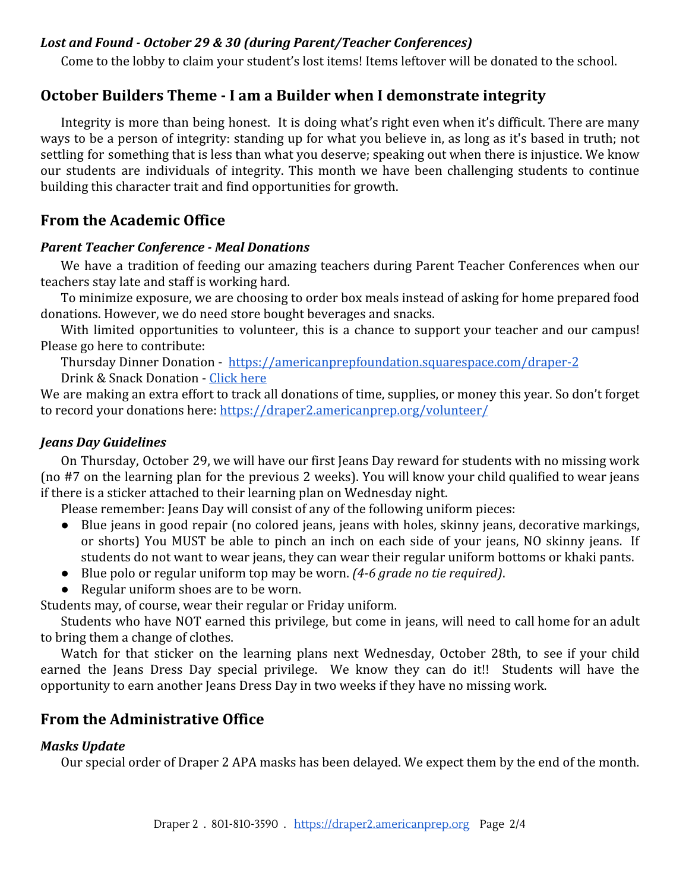***Lost and Found - October 29 & 30 (during Parent/Teacher Conferences)***

Come to the lobby to claim your student's lost items! Items leftover will be donated to the school.

## October Builders Theme - I am a Builder when I demonstrate integrity

Integrity is more than being honest. It is doing what's right even when it's difficult. There are many ways to be a person of integrity: standing up for what you believe in, as long as it's based in truth; not settling for something that is less than what you deserve; speaking out when there is injustice. We know our students are individuals of integrity. This month we have been challenging students to continue building this character trait and find opportunities for growth.

## From the Academic Office

***Parent Teacher Conference - Meal Donations***

We have a tradition of feeding our amazing teachers during Parent Teacher Conferences when our teachers stay late and staff is working hard.

To minimize exposure, we are choosing to order box meals instead of asking for home prepared food donations. However, we do need store bought beverages and snacks.

With limited opportunities to volunteer, this is a chance to support your teacher and our campus! Please go here to contribute:

Thursday Dinner Donation - [https://americanprepfoundation.squarespace.com/draper-2](https://americanprepfoundation.squarespace.com/draper-2)

Drink & Snack Donation - Click here

We are making an extra effort to track all donations of time, supplies, or money this year. So don't forget to record your donations here: [https://draper2.americanprep.org/volunteer/](https://draper2.americanprep.org/volunteer/)

***Jeans Day Guidelines***

On Thursday, October 29, we will have our first Jeans Day reward for students with no missing work (no #7 on the learning plan for the previous 2 weeks). You will know your child qualified to wear jeans if there is a sticker attached to their learning plan on Wednesday night.

Please remember: Jeans Day will consist of any of the following uniform pieces:

- Blue jeans in good repair (no colored jeans, jeans with holes, skinny jeans, decorative markings, or shorts) You MUST be able to pinch an inch on each side of your jeans, NO skinny jeans. If students do not want to wear jeans, they can wear their regular uniform bottoms or khaki pants.
- Blue polo or regular uniform top may be worn. *(4-6 grade no tie required)*.
- Regular uniform shoes are to be worn.

Students may, of course, wear their regular or Friday uniform.

Students who have NOT earned this privilege, but come in jeans, will need to call home for an adult to bring them a change of clothes.

Watch for that sticker on the learning plans next Wednesday, October 28th, to see if your child earned the Jeans Dress Day special privilege. We know they can do it!! Students will have the opportunity to earn another Jeans Dress Day in two weeks if they have no missing work.

## From the Administrative Office

***Masks Update***

Our special order of Draper 2 APA masks has been delayed. We expect them by the end of the month.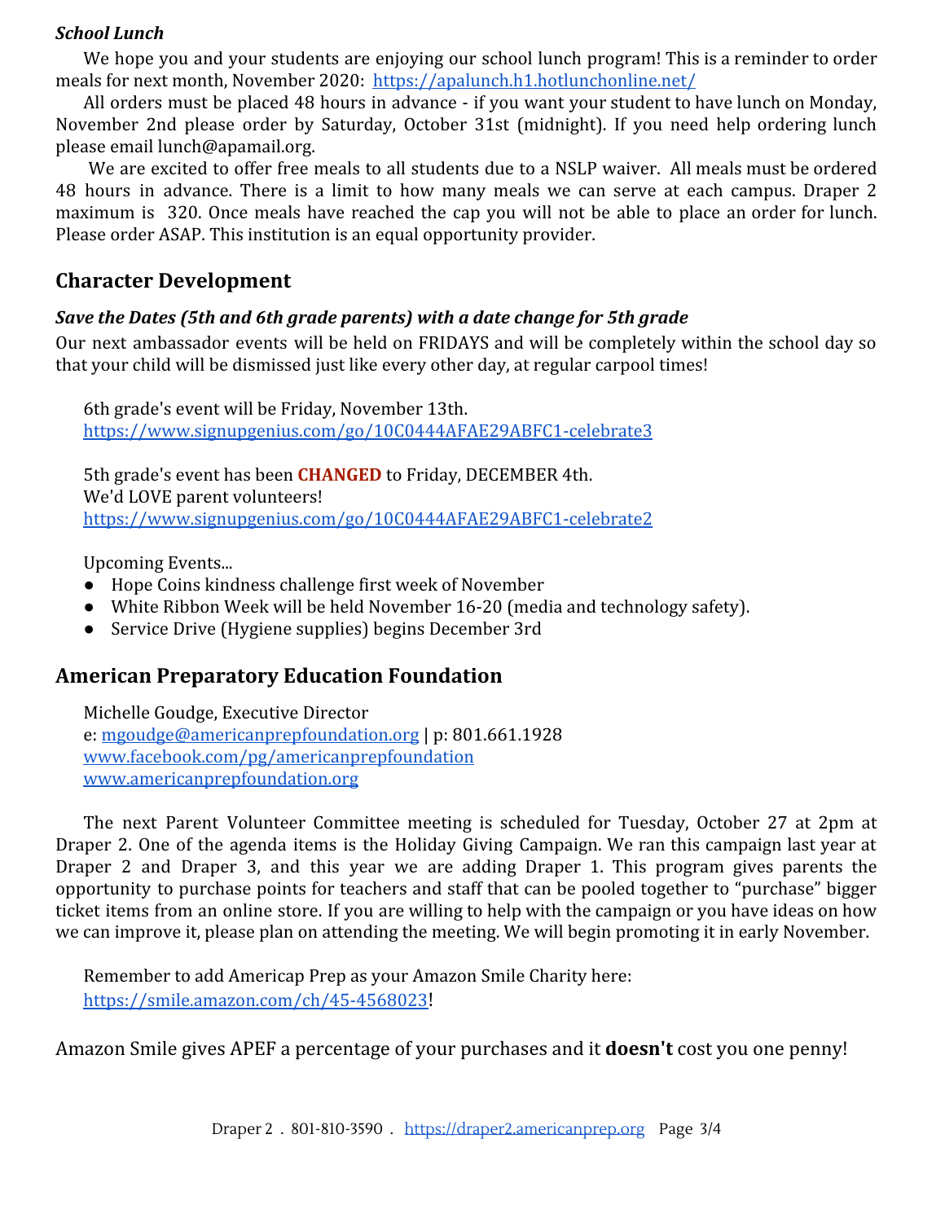***School Lunch***

We hope you and your students are enjoying our school lunch program! This is a reminder to order meals for next month, November 2020: https://apalunch.h1.hotlunchonline.net/

All orders must be placed 48 hours in advance - if you want your student to have lunch on Monday, November 2nd please order by Saturday, October 31st (midnight). If you need help ordering lunch please email lunch@apamail.org.

We are excited to offer free meals to all students due to a NSLP waiver. All meals must be ordered 48 hours in advance. There is a limit to how many meals we can serve at each campus. Draper 2 maximum is 320. Once meals have reached the cap you will not be able to place an order for lunch. Please order ASAP. This institution is an equal opportunity provider.

## Character Development

***Save the Dates (5th and 6th grade parents) with a date change for 5th grade***

Our next ambassador events will be held on FRIDAYS and will be completely within the school day so that your child will be dismissed just like every other day, at regular carpool times!

6th grade's event will be Friday, November 13th.
https://www.signupgenius.com/go/10C0444AFAE29ABFC1-celebrate3

5th grade's event has been **CHANGED** to Friday, DECEMBER 4th.
We'd LOVE parent volunteers!
https://www.signupgenius.com/go/10C0444AFAE29ABFC1-celebrate2

Upcoming Events...

- Hope Coins kindness challenge first week of November
- White Ribbon Week will be held November 16-20 (media and technology safety).
- Service Drive (Hygiene supplies) begins December 3rd

## American Preparatory Education Foundation

Michelle Goudge, Executive Director
e: mgoudge@americanprepfoundation.org | p: 801.661.1928
www.facebook.com/pg/americanprepfoundation
www.americanprepfoundation.org

The next Parent Volunteer Committee meeting is scheduled for Tuesday, October 27 at 2pm at Draper 2. One of the agenda items is the Holiday Giving Campaign. We ran this campaign last year at Draper 2 and Draper 3, and this year we are adding Draper 1. This program gives parents the opportunity to purchase points for teachers and staff that can be pooled together to "purchase" bigger ticket items from an online store. If you are willing to help with the campaign or you have ideas on how we can improve it, please plan on attending the meeting. We will begin promoting it in early November.

Remember to add Americap Prep as your Amazon Smile Charity here:
https://smile.amazon.com/ch/45-4568023!

Amazon Smile gives APEF a percentage of your purchases and it **doesn't** cost you one penny!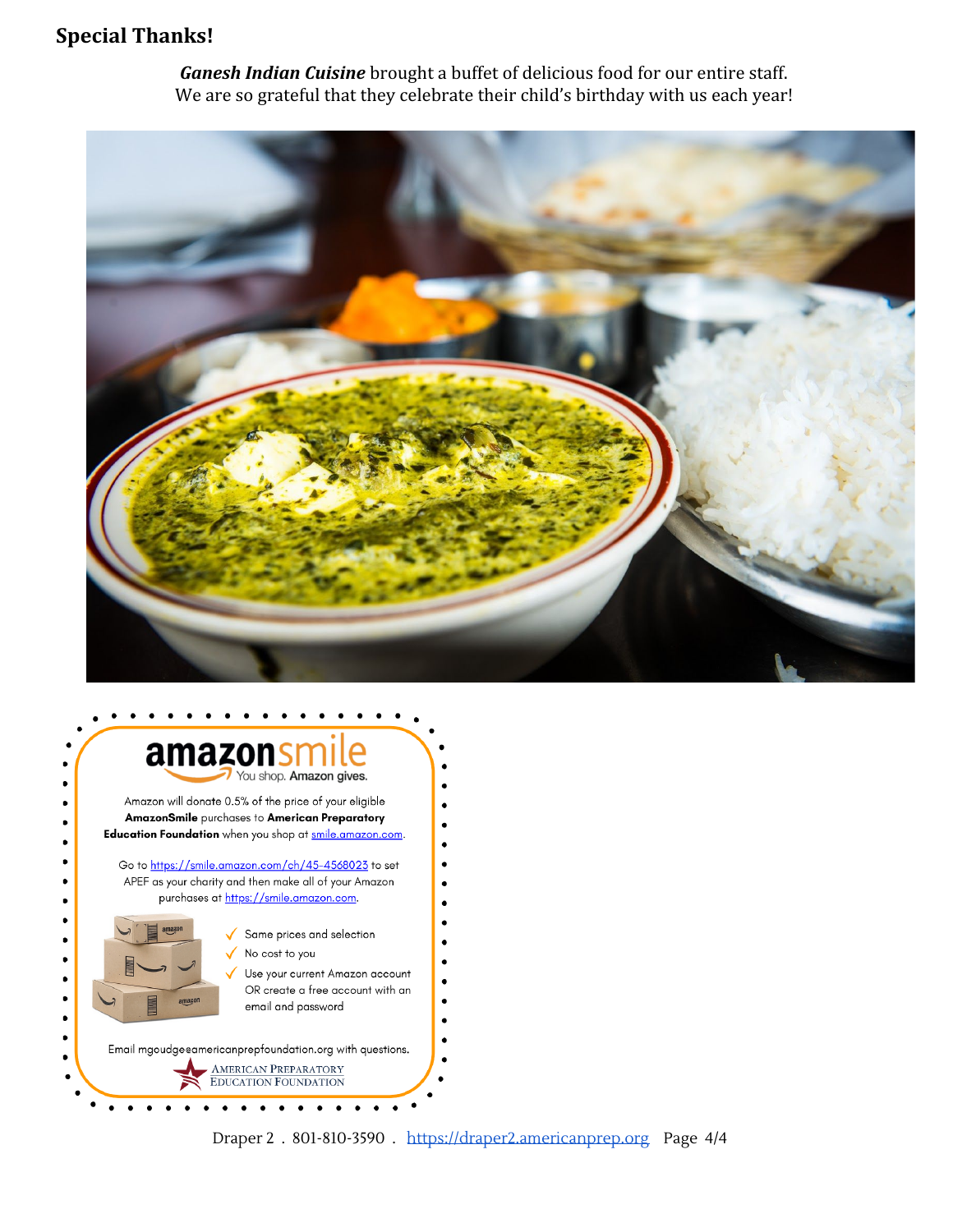## Special Thanks!

***Ganesh Indian Cuisine*** brought a buffet of delicious food for our entire staff. We are so grateful that they celebrate their child's birthday with us each year!

**amazon**smile

You shop. **Amazon gives.**

Amazon will donate 0.5% of the price of your eligible **AmazonSmile** purchases to **American Preparatory Education Foundation** when you shop at smile.amazon.com.

Go to https://smile.amazon.com/ch/45-4568023 to set APEF as your charity and then make all of your Amazon purchases at https://smile.amazon.com.

- ✓ Same prices and selection
- ✓ No cost to you
- ✓ Use your current Amazon account OR create a free account with an email and password

Email mgoudge@americanprepfoundation.org with questions.

American Preparatory Education Foundation

Draper 2 . 801-810-3590 . https://draper2.americanprep.org